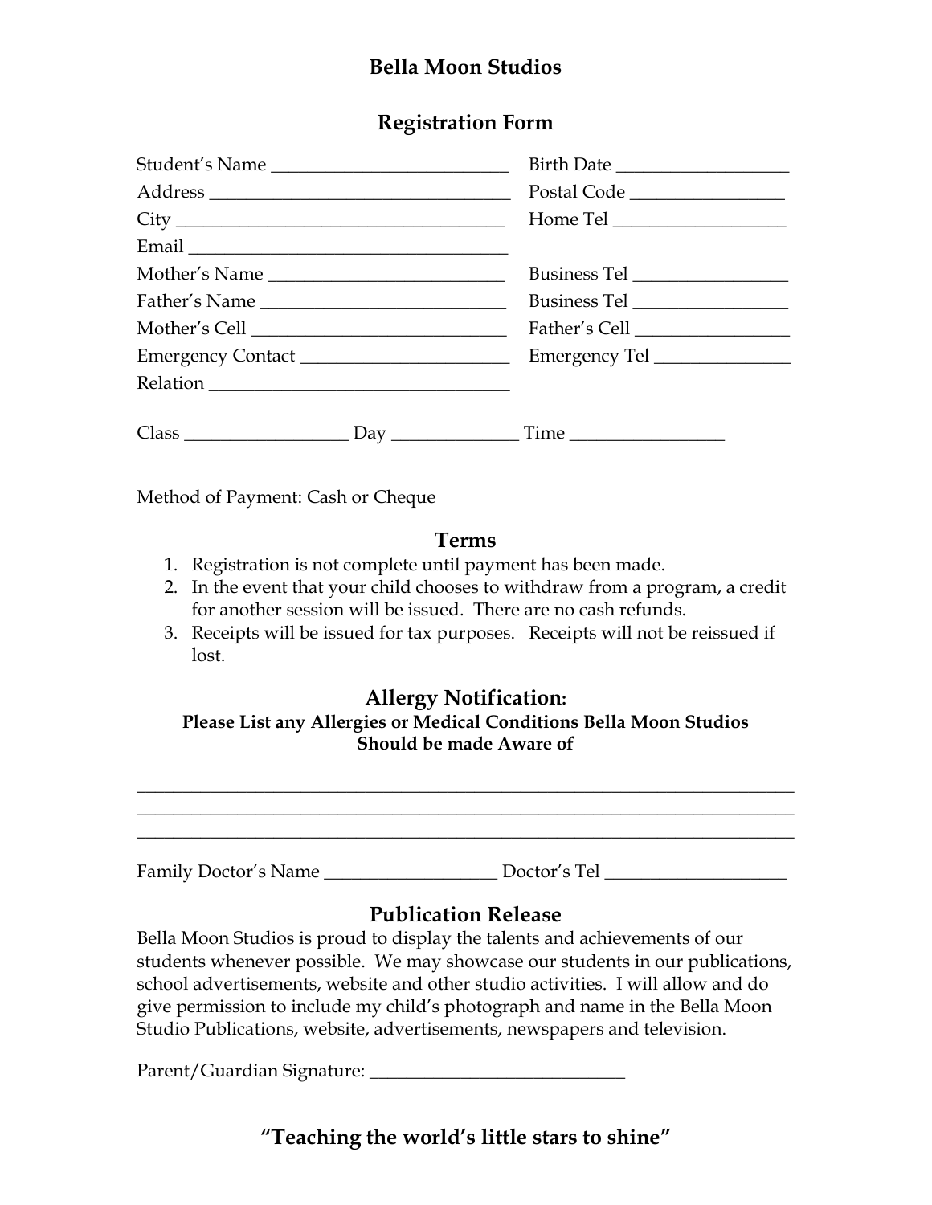# Bella Moon Studios

## Registration Form

Student's Name ___________________________ Birth Date ___________________

Address __________________________________ Postal Code _________________

City _____________________________________ Home Tel ___________________

Email ____________________________________

Mother's Name ___________________________ Business Tel _________________

Father's Name ___________________________ Business Tel _________________

Mother's Cell ____________________________ Father's Cell _________________

Emergency Contact _______________________ Emergency Tel _______________

Relation _________________________________

Class __________________ Day ______________ Time _________________

Method of Payment: Cash or Cheque

## Terms

1. Registration is not complete until payment has been made.
2. In the event that your child chooses to withdraw from a program, a credit for another session will be issued. There are no cash refunds.
3. Receipts will be issued for tax purposes. Receipts will not be reissued if lost.

## Allergy Notification:

**Please List any Allergies or Medical Conditions Bella Moon Studios Should be made Aware of**

_________________________________________________________________________

_________________________________________________________________________

_________________________________________________________________________

Family Doctor's Name ___________________ Doctor's Tel ____________________

## Publication Release

Bella Moon Studios is proud to display the talents and achievements of our students whenever possible. We may showcase our students in our publications, school advertisements, website and other studio activities. I will allow and do give permission to include my child's photograph and name in the Bella Moon Studio Publications, website, advertisements, newspapers and television.

Parent/Guardian Signature: ____________________________

**"Teaching the world's little stars to shine"**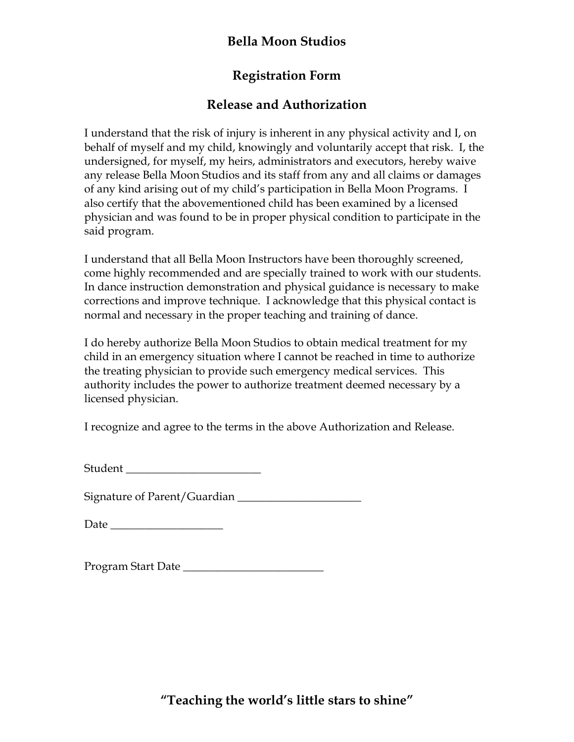# Bella Moon Studios

## Registration Form

## Release and Authorization

I understand that the risk of injury is inherent in any physical activity and I, on behalf of myself and my child, knowingly and voluntarily accept that risk. I, the undersigned, for myself, my heirs, administrators and executors, hereby waive any release Bella Moon Studios and its staff from any and all claims or damages of any kind arising out of my child's participation in Bella Moon Programs. I also certify that the abovementioned child has been examined by a licensed physician and was found to be in proper physical condition to participate in the said program.

I understand that all Bella Moon Instructors have been thoroughly screened, come highly recommended and are specially trained to work with our students. In dance instruction demonstration and physical guidance is necessary to make corrections and improve technique. I acknowledge that this physical contact is normal and necessary in the proper teaching and training of dance.

I do hereby authorize Bella Moon Studios to obtain medical treatment for my child in an emergency situation where I cannot be reached in time to authorize the treating physician to provide such emergency medical services. This authority includes the power to authorize treatment deemed necessary by a licensed physician.

I recognize and agree to the terms in the above Authorization and Release.

Student ________________________

Signature of Parent/Guardian ______________________

Date ____________________

Program Start Date _________________________

**"Teaching the world's little stars to shine"**